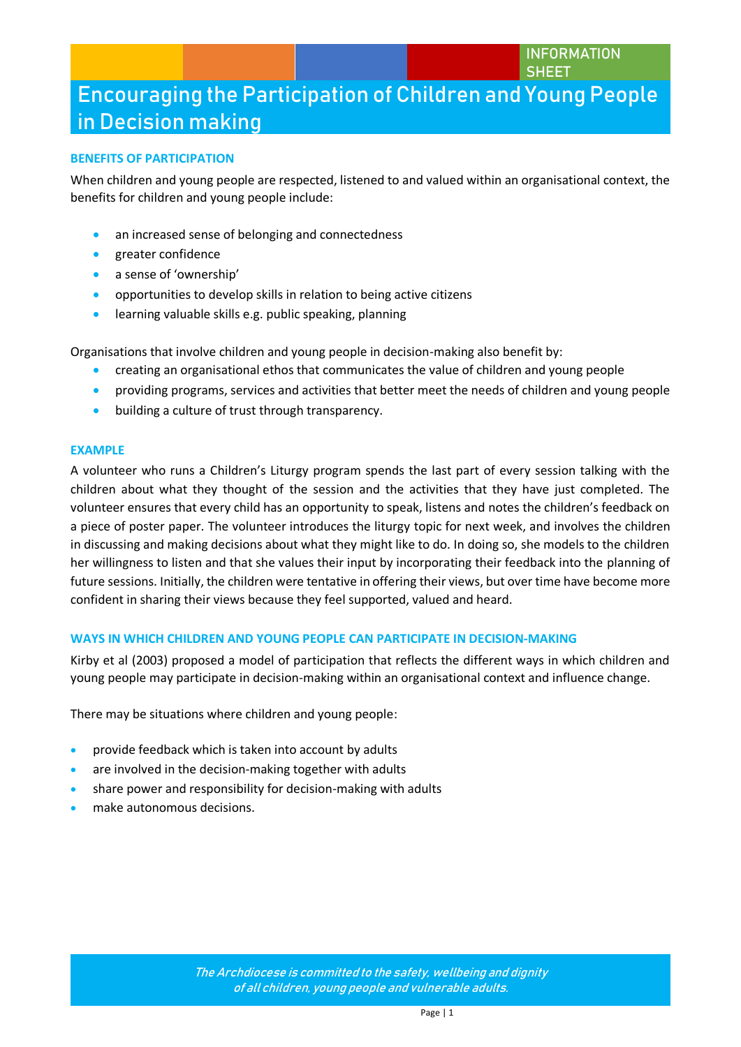INFORMATION SHEET

# Encouraging the Participation of Children and Young People in Decision making

## BENEFITS OF PARTICIPATION

When children and young people are respected, listened to and valued within an organisational context, the benefits for children and young people include:

- an increased sense of belonging and connectedness
- greater confidence
- a sense of 'ownership'
- opportunities to develop skills in relation to being active citizens
- learning valuable skills e.g. public speaking, planning

Organisations that involve children and young people in decision-making also benefit by:

- creating an organisational ethos that communicates the value of children and young people
- providing programs, services and activities that better meet the needs of children and young people
- building a culture of trust through transparency.

## EXAMPLE

A volunteer who runs a Children's Liturgy program spends the last part of every session talking with the children about what they thought of the session and the activities that they have just completed. The volunteer ensures that every child has an opportunity to speak, listens and notes the children's feedback on a piece of poster paper. The volunteer introduces the liturgy topic for next week, and involves the children in discussing and making decisions about what they might like to do. In doing so, she models to the children her willingness to listen and that she values their input by incorporating their feedback into the planning of future sessions. Initially, the children were tentative in offering their views, but over time have become more confident in sharing their views because they feel supported, valued and heard.

## WAYS IN WHICH CHILDREN AND YOUNG PEOPLE CAN PARTICIPATE IN DECISION-MAKING

Kirby et al (2003) proposed a model of participation that reflects the different ways in which children and young people may participate in decision-making within an organisational context and influence change.

There may be situations where children and young people:

- provide feedback which is taken into account by adults
- are involved in the decision-making together with adults
- share power and responsibility for decision-making with adults
- make autonomous decisions.

*The Archdiocese is committed to the safety, wellbeing and dignity of all children, young people and vulnerable adults.*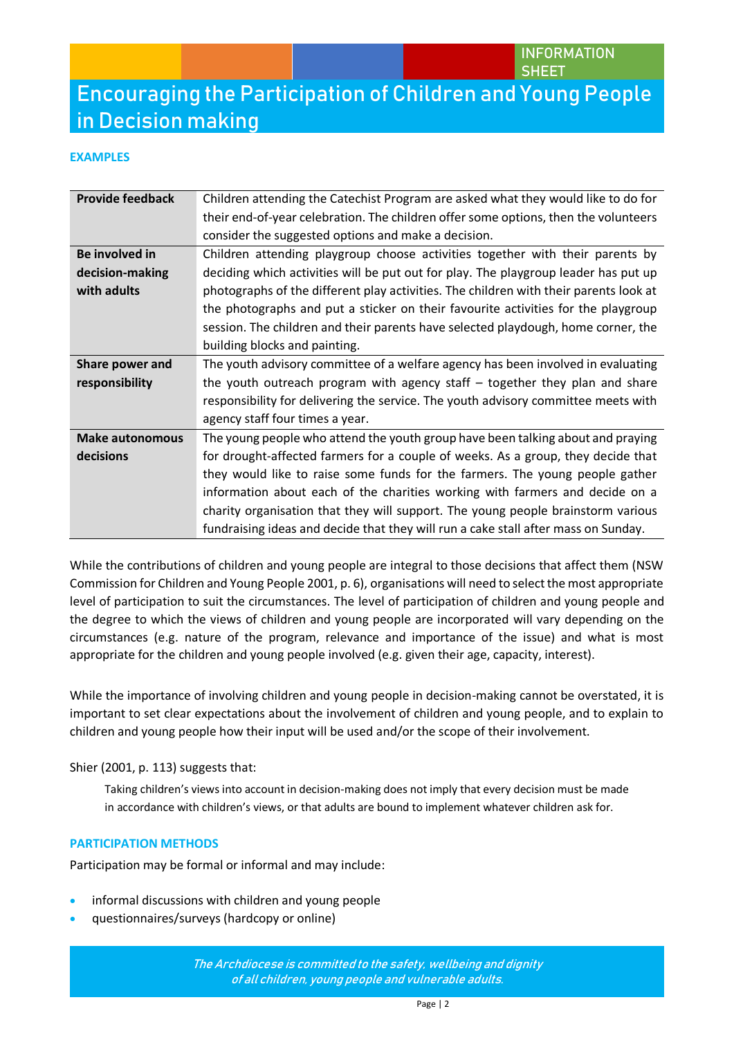## EXAMPLES

| | |
|---|---|
| **Provide feedback** | Children attending the Catechist Program are asked what they would like to do for their end-of-year celebration. The children offer some options, then the volunteers consider the suggested options and make a decision. |
| **Be involved in decision-making with adults** | Children attending playgroup choose activities together with their parents by deciding which activities will be put out for play. The playgroup leader has put up photographs of the different play activities. The children with their parents look at the photographs and put a sticker on their favourite activities for the playgroup session. The children and their parents have selected playdough, home corner, the building blocks and painting. |
| **Share power and responsibility** | The youth advisory committee of a welfare agency has been involved in evaluating the youth outreach program with agency staff – together they plan and share responsibility for delivering the service. The youth advisory committee meets with agency staff four times a year. |
| **Make autonomous decisions** | The young people who attend the youth group have been talking about and praying for drought-affected farmers for a couple of weeks. As a group, they decide that they would like to raise some funds for the farmers. The young people gather information about each of the charities working with farmers and decide on a charity organisation that they will support. The young people brainstorm various fundraising ideas and decide that they will run a cake stall after mass on Sunday. |

While the contributions of children and young people are integral to those decisions that affect them (NSW Commission for Children and Young People 2001, p. 6), organisations will need to select the most appropriate level of participation to suit the circumstances. The level of participation of children and young people and the degree to which the views of children and young people are incorporated will vary depending on the circumstances (e.g. nature of the program, relevance and importance of the issue) and what is most appropriate for the children and young people involved (e.g. given their age, capacity, interest).

While the importance of involving children and young people in decision-making cannot be overstated, it is important to set clear expectations about the involvement of children and young people, and to explain to children and young people how their input will be used and/or the scope of their involvement.

Shier (2001, p. 113) suggests that:

> Taking children's views into account in decision-making does not imply that every decision must be made in accordance with children's views, or that adults are bound to implement whatever children ask for.

## PARTICIPATION METHODS

Participation may be formal or informal and may include:

- informal discussions with children and young people
- questionnaires/surveys (hardcopy or online)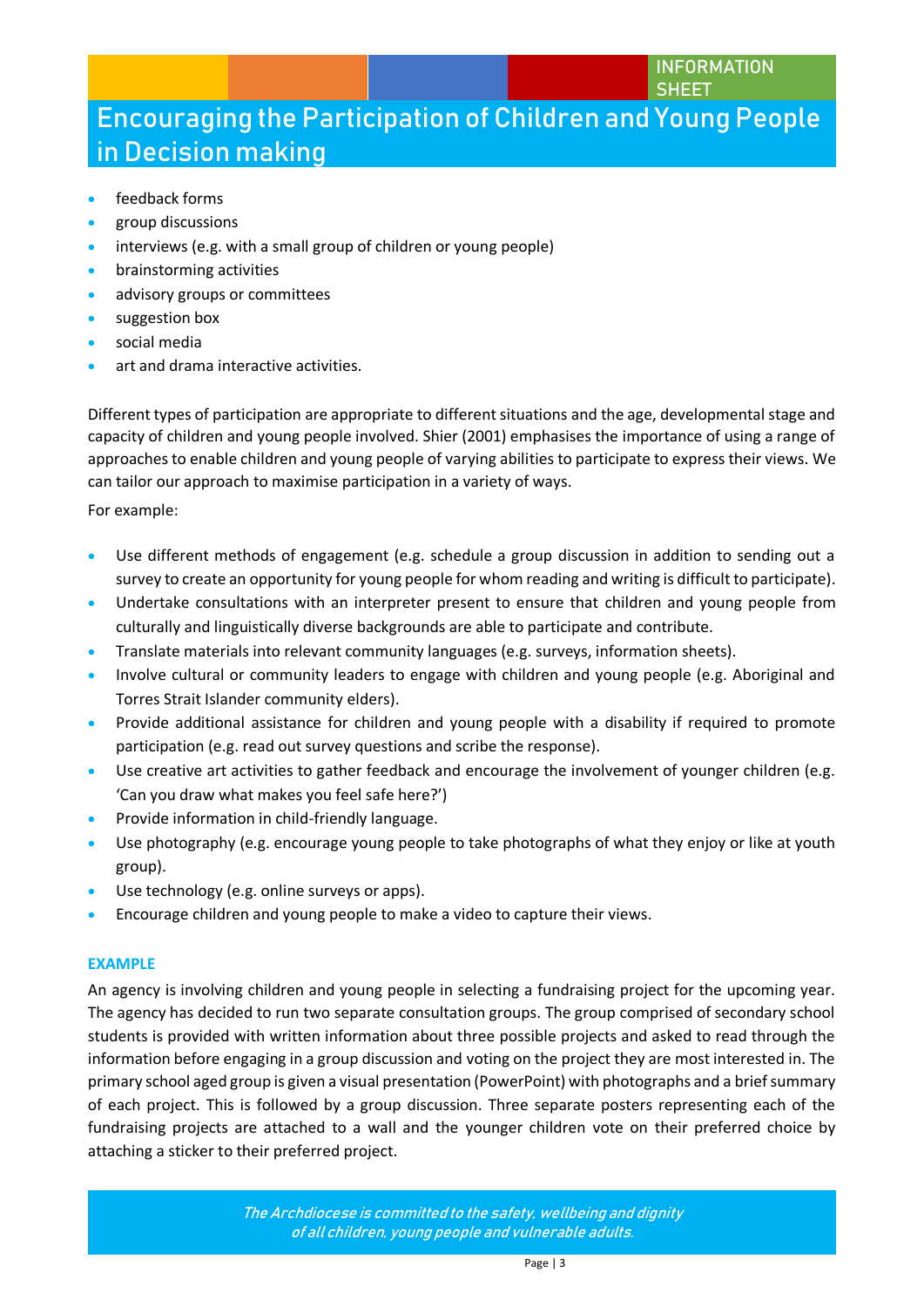- feedback forms
- group discussions
- interviews (e.g. with a small group of children or young people)
- brainstorming activities
- advisory groups or committees
- suggestion box
- social media
- art and drama interactive activities.

Different types of participation are appropriate to different situations and the age, developmental stage and capacity of children and young people involved. Shier (2001) emphasises the importance of using a range of approaches to enable children and young people of varying abilities to participate to express their views. We can tailor our approach to maximise participation in a variety of ways.

For example:

- Use different methods of engagement (e.g. schedule a group discussion in addition to sending out a survey to create an opportunity for young people for whom reading and writing is difficult to participate).
- Undertake consultations with an interpreter present to ensure that children and young people from culturally and linguistically diverse backgrounds are able to participate and contribute.
- Translate materials into relevant community languages (e.g. surveys, information sheets).
- Involve cultural or community leaders to engage with children and young people (e.g. Aboriginal and Torres Strait Islander community elders).
- Provide additional assistance for children and young people with a disability if required to promote participation (e.g. read out survey questions and scribe the response).
- Use creative art activities to gather feedback and encourage the involvement of younger children (e.g. 'Can you draw what makes you feel safe here?')
- Provide information in child-friendly language.
- Use photography (e.g. encourage young people to take photographs of what they enjoy or like at youth group).
- Use technology (e.g. online surveys or apps).
- Encourage children and young people to make a video to capture their views.

**EXAMPLE**

An agency is involving children and young people in selecting a fundraising project for the upcoming year. The agency has decided to run two separate consultation groups. The group comprised of secondary school students is provided with written information about three possible projects and asked to read through the information before engaging in a group discussion and voting on the project they are most interested in. The primary school aged group is given a visual presentation (PowerPoint) with photographs and a brief summary of each project. This is followed by a group discussion. Three separate posters representing each of the fundraising projects are attached to a wall and the younger children vote on their preferred choice by attaching a sticker to their preferred project.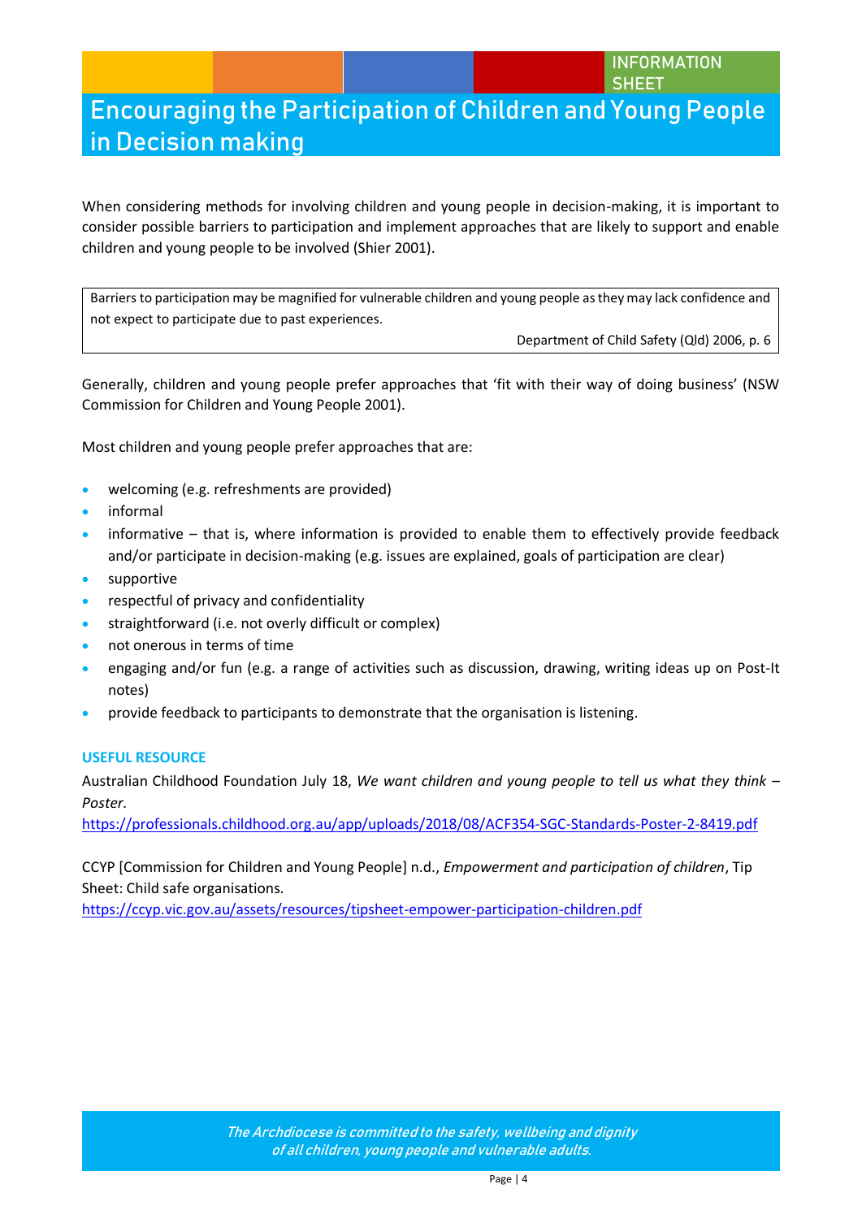INFORMATION SHEET

# Encouraging the Participation of Children and Young People in Decision making

When considering methods for involving children and young people in decision-making, it is important to consider possible barriers to participation and implement approaches that are likely to support and enable children and young people to be involved (Shier 2001).

> Barriers to participation may be magnified for vulnerable children and young people as they may lack confidence and not expect to participate due to past experiences.
>
> Department of Child Safety (Qld) 2006, p. 6

Generally, children and young people prefer approaches that 'fit with their way of doing business' (NSW Commission for Children and Young People 2001).

Most children and young people prefer approaches that are:

- welcoming (e.g. refreshments are provided)
- informal
- informative – that is, where information is provided to enable them to effectively provide feedback and/or participate in decision-making (e.g. issues are explained, goals of participation are clear)
- supportive
- respectful of privacy and confidentiality
- straightforward (i.e. not overly difficult or complex)
- not onerous in terms of time
- engaging and/or fun (e.g. a range of activities such as discussion, drawing, writing ideas up on Post-It notes)
- provide feedback to participants to demonstrate that the organisation is listening.

### USEFUL RESOURCE

Australian Childhood Foundation July 18, *We want children and young people to tell us what they think – Poster.*
https://professionals.childhood.org.au/app/uploads/2018/08/ACF354-SGC-Standards-Poster-2-8419.pdf

CCYP [Commission for Children and Young People] n.d., *Empowerment and participation of children*, Tip Sheet: Child safe organisations.
https://ccyp.vic.gov.au/assets/resources/tipsheet-empower-participation-children.pdf

*The Archdiocese is committed to the safety, wellbeing and dignity of all children, young people and vulnerable adults.*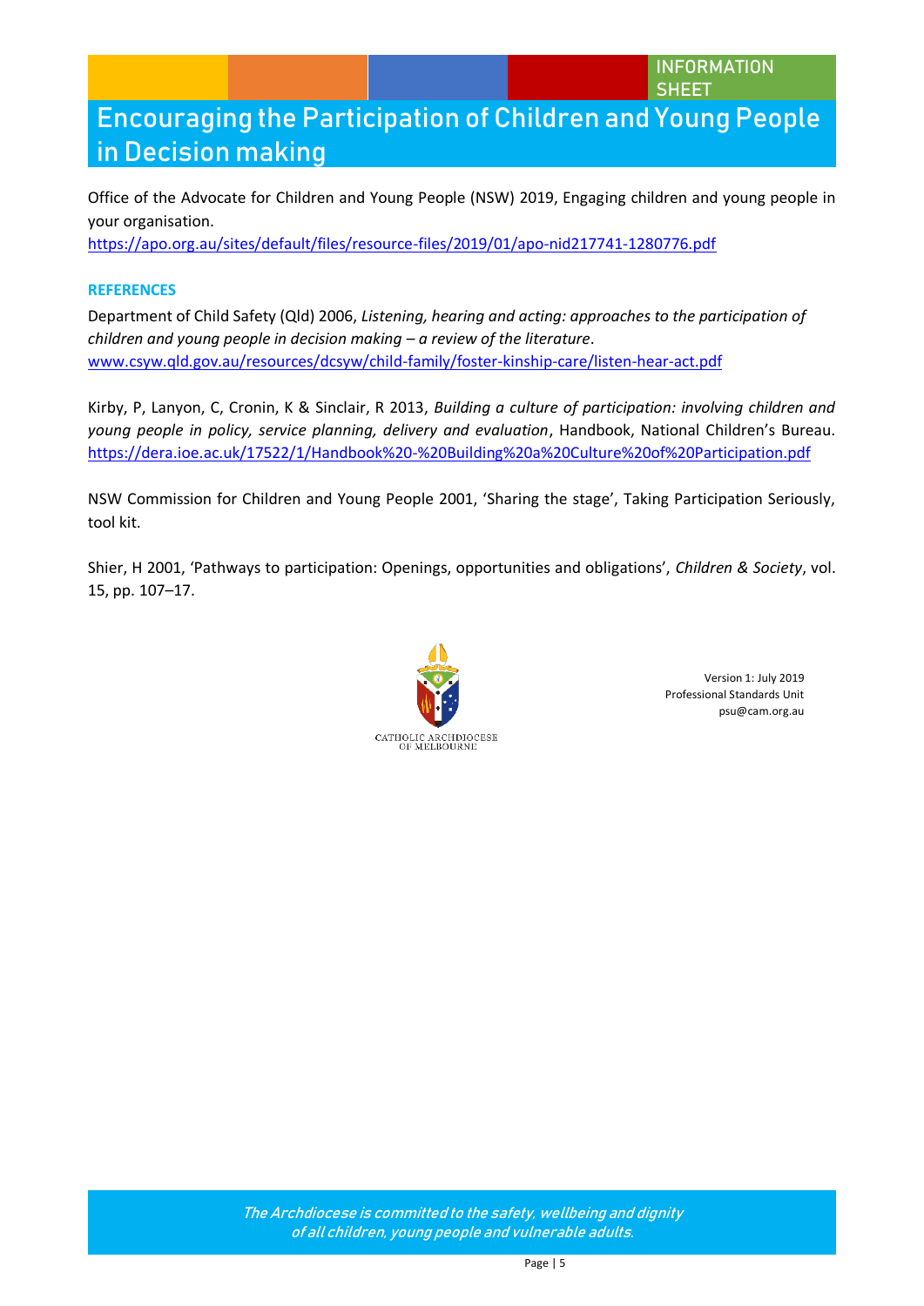Office of the Advocate for Children and Young People (NSW) 2019, Engaging children and young people in your organisation.
https://apo.org.au/sites/default/files/resource-files/2019/01/apo-nid217741-1280776.pdf

**REFERENCES**

Department of Child Safety (Qld) 2006, *Listening, hearing and acting: approaches to the participation of children and young people in decision making – a review of the literature*.
www.csyw.qld.gov.au/resources/dcsyw/child-family/foster-kinship-care/listen-hear-act.pdf

Kirby, P, Lanyon, C, Cronin, K & Sinclair, R 2013, *Building a culture of participation: involving children and young people in policy, service planning, delivery and evaluation*, Handbook, National Children's Bureau.
https://dera.ioe.ac.uk/17522/1/Handbook%20-%20Building%20a%20Culture%20of%20Participation.pdf

NSW Commission for Children and Young People 2001, 'Sharing the stage', Taking Participation Seriously, tool kit.

Shier, H 2001, 'Pathways to participation: Openings, opportunities and obligations', *Children & Society*, vol. 15, pp. 107–17.

CATHOLIC ARCHDIOCESE OF MELBOURNE

Version 1: July 2019
Professional Standards Unit
psu@cam.org.au

*The Archdiocese is committed to the safety, wellbeing and dignity of all children, young people and vulnerable adults.*